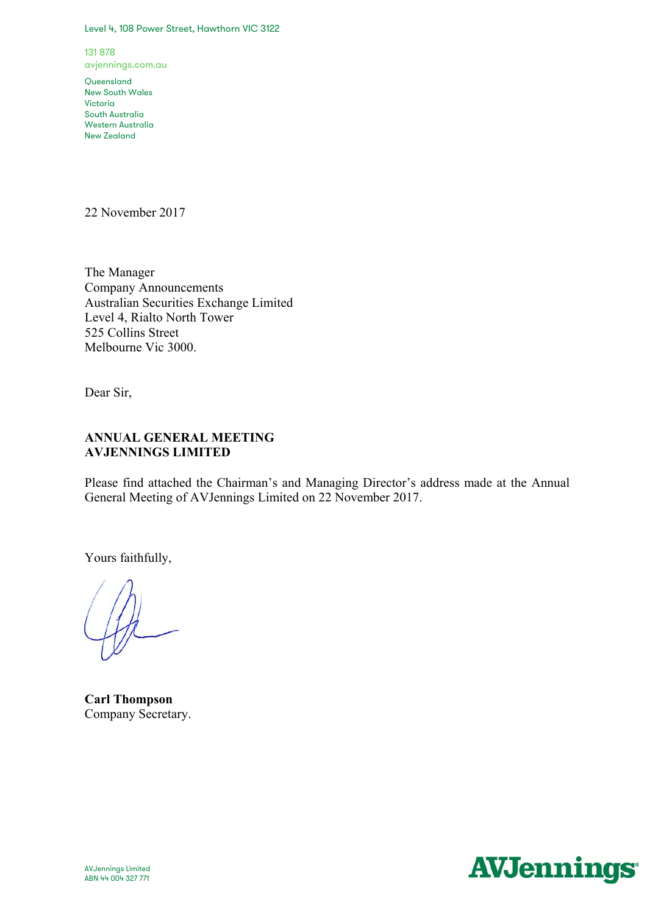Level 4, 108 Power Street, Hawthorn VIC 3122

131 878
avjennings.com.au

Queensland
New South Wales
Victoria
South Australia
Western Australia
New Zealand

22 November 2017

The Manager
Company Announcements
Australian Securities Exchange Limited
Level 4, Rialto North Tower
525 Collins Street
Melbourne Vic 3000.

Dear Sir,

**ANNUAL GENERAL MEETING**
**AVJENNINGS LIMITED**

Please find attached the Chairman's and Managing Director's address made at the Annual General Meeting of AVJennings Limited on 22 November 2017.

Yours faithfully,

**Carl Thompson**
Company Secretary.

AVJennings Limited
ABN 44 004 327 771

AVJennings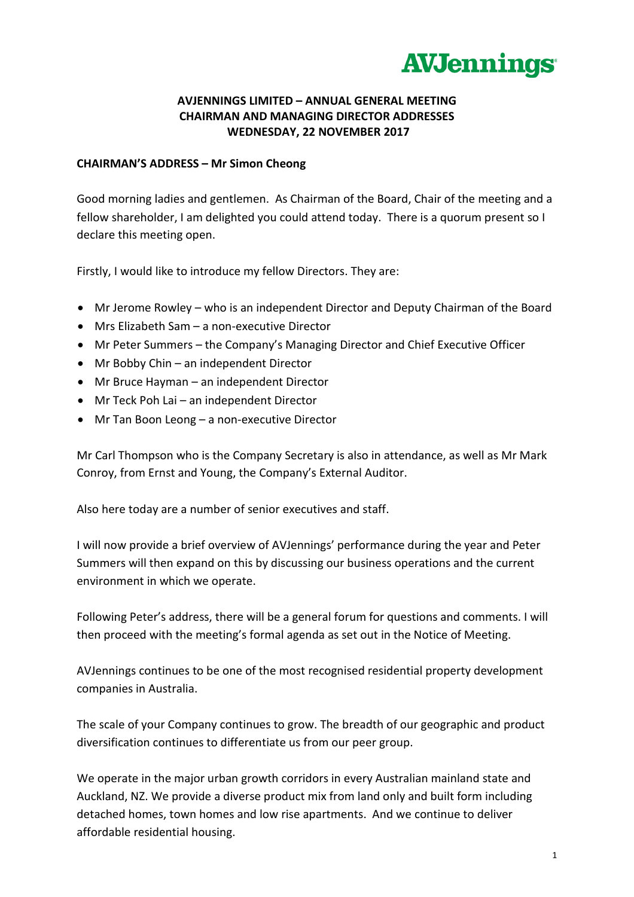# AVJENNINGS LIMITED – ANNUAL GENERAL MEETING
# CHAIRMAN AND MANAGING DIRECTOR ADDRESSES
# WEDNESDAY, 22 NOVEMBER 2017

## CHAIRMAN'S ADDRESS – Mr Simon Cheong

Good morning ladies and gentlemen. As Chairman of the Board, Chair of the meeting and a fellow shareholder, I am delighted you could attend today. There is a quorum present so I declare this meeting open.

Firstly, I would like to introduce my fellow Directors. They are:

- Mr Jerome Rowley – who is an independent Director and Deputy Chairman of the Board
- Mrs Elizabeth Sam – a non-executive Director
- Mr Peter Summers – the Company's Managing Director and Chief Executive Officer
- Mr Bobby Chin – an independent Director
- Mr Bruce Hayman – an independent Director
- Mr Teck Poh Lai – an independent Director
- Mr Tan Boon Leong – a non-executive Director

Mr Carl Thompson who is the Company Secretary is also in attendance, as well as Mr Mark Conroy, from Ernst and Young, the Company's External Auditor.

Also here today are a number of senior executives and staff.

I will now provide a brief overview of AVJennings' performance during the year and Peter Summers will then expand on this by discussing our business operations and the current environment in which we operate.

Following Peter's address, there will be a general forum for questions and comments. I will then proceed with the meeting's formal agenda as set out in the Notice of Meeting.

AVJennings continues to be one of the most recognised residential property development companies in Australia.

The scale of your Company continues to grow. The breadth of our geographic and product diversification continues to differentiate us from our peer group.

We operate in the major urban growth corridors in every Australian mainland state and Auckland, NZ. We provide a diverse product mix from land only and built form including detached homes, town homes and low rise apartments. And we continue to deliver affordable residential housing.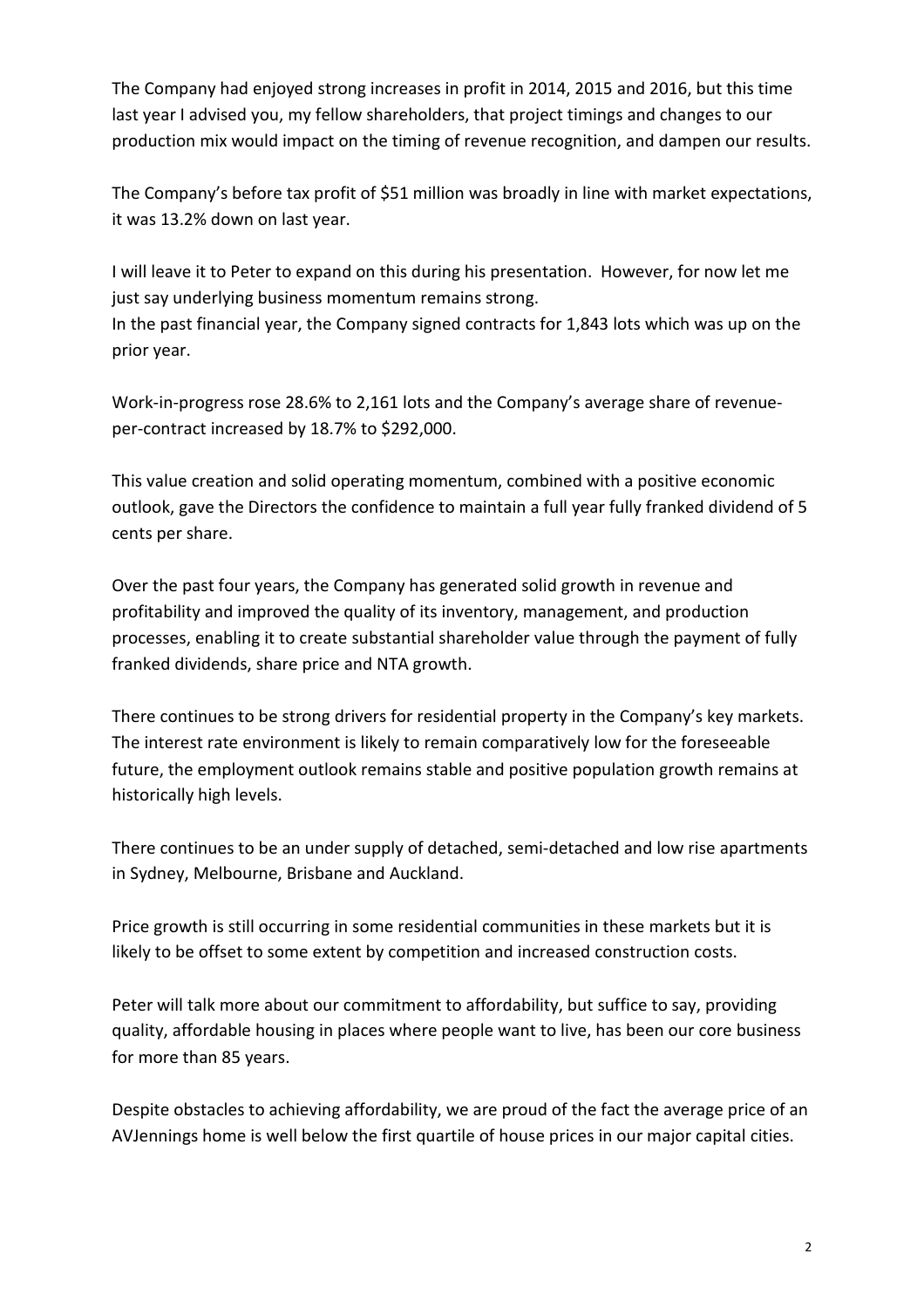The Company had enjoyed strong increases in profit in 2014, 2015 and 2016, but this time last year I advised you, my fellow shareholders, that project timings and changes to our production mix would impact on the timing of revenue recognition, and dampen our results.

The Company's before tax profit of $51 million was broadly in line with market expectations, it was 13.2% down on last year.

I will leave it to Peter to expand on this during his presentation. However, for now let me just say underlying business momentum remains strong.
In the past financial year, the Company signed contracts for 1,843 lots which was up on the prior year.

Work-in-progress rose 28.6% to 2,161 lots and the Company's average share of revenue-per-contract increased by 18.7% to $292,000.

This value creation and solid operating momentum, combined with a positive economic outlook, gave the Directors the confidence to maintain a full year fully franked dividend of 5 cents per share.

Over the past four years, the Company has generated solid growth in revenue and profitability and improved the quality of its inventory, management, and production processes, enabling it to create substantial shareholder value through the payment of fully franked dividends, share price and NTA growth.

There continues to be strong drivers for residential property in the Company's key markets. The interest rate environment is likely to remain comparatively low for the foreseeable future, the employment outlook remains stable and positive population growth remains at historically high levels.

There continues to be an under supply of detached, semi-detached and low rise apartments in Sydney, Melbourne, Brisbane and Auckland.

Price growth is still occurring in some residential communities in these markets but it is likely to be offset to some extent by competition and increased construction costs.

Peter will talk more about our commitment to affordability, but suffice to say, providing quality, affordable housing in places where people want to live, has been our core business for more than 85 years.

Despite obstacles to achieving affordability, we are proud of the fact the average price of an AVJennings home is well below the first quartile of house prices in our major capital cities.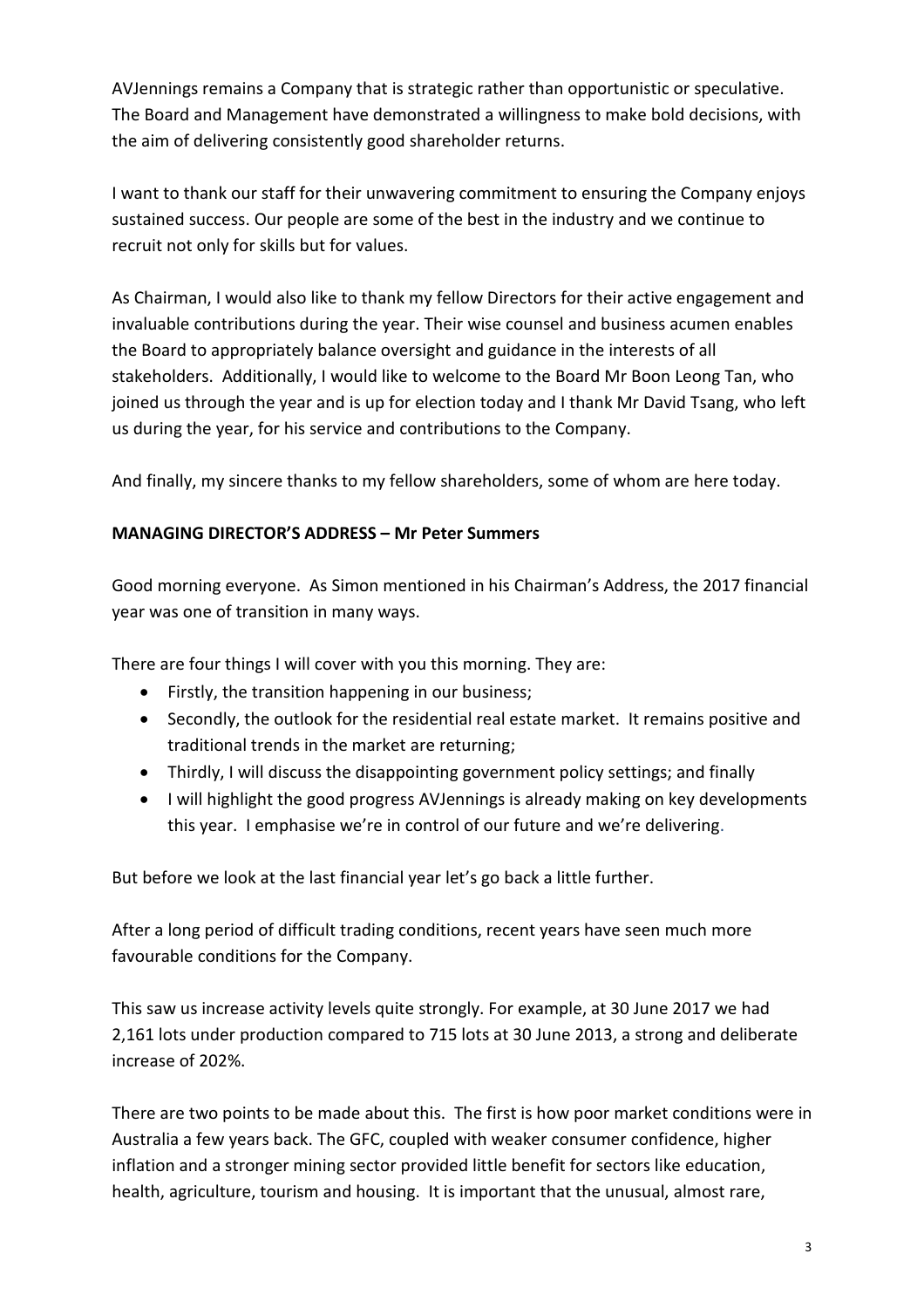AVJennings remains a Company that is strategic rather than opportunistic or speculative. The Board and Management have demonstrated a willingness to make bold decisions, with the aim of delivering consistently good shareholder returns.

I want to thank our staff for their unwavering commitment to ensuring the Company enjoys sustained success. Our people are some of the best in the industry and we continue to recruit not only for skills but for values.

As Chairman, I would also like to thank my fellow Directors for their active engagement and invaluable contributions during the year. Their wise counsel and business acumen enables the Board to appropriately balance oversight and guidance in the interests of all stakeholders. Additionally, I would like to welcome to the Board Mr Boon Leong Tan, who joined us through the year and is up for election today and I thank Mr David Tsang, who left us during the year, for his service and contributions to the Company.

And finally, my sincere thanks to my fellow shareholders, some of whom are here today.

**MANAGING DIRECTOR'S ADDRESS – Mr Peter Summers**

Good morning everyone. As Simon mentioned in his Chairman's Address, the 2017 financial year was one of transition in many ways.

There are four things I will cover with you this morning. They are:

- Firstly, the transition happening in our business;
- Secondly, the outlook for the residential real estate market. It remains positive and traditional trends in the market are returning;
- Thirdly, I will discuss the disappointing government policy settings; and finally
- I will highlight the good progress AVJennings is already making on key developments this year. I emphasise we're in control of our future and we're delivering.

But before we look at the last financial year let's go back a little further.

After a long period of difficult trading conditions, recent years have seen much more favourable conditions for the Company.

This saw us increase activity levels quite strongly. For example, at 30 June 2017 we had 2,161 lots under production compared to 715 lots at 30 June 2013, a strong and deliberate increase of 202%.

There are two points to be made about this. The first is how poor market conditions were in Australia a few years back. The GFC, coupled with weaker consumer confidence, higher inflation and a stronger mining sector provided little benefit for sectors like education, health, agriculture, tourism and housing. It is important that the unusual, almost rare,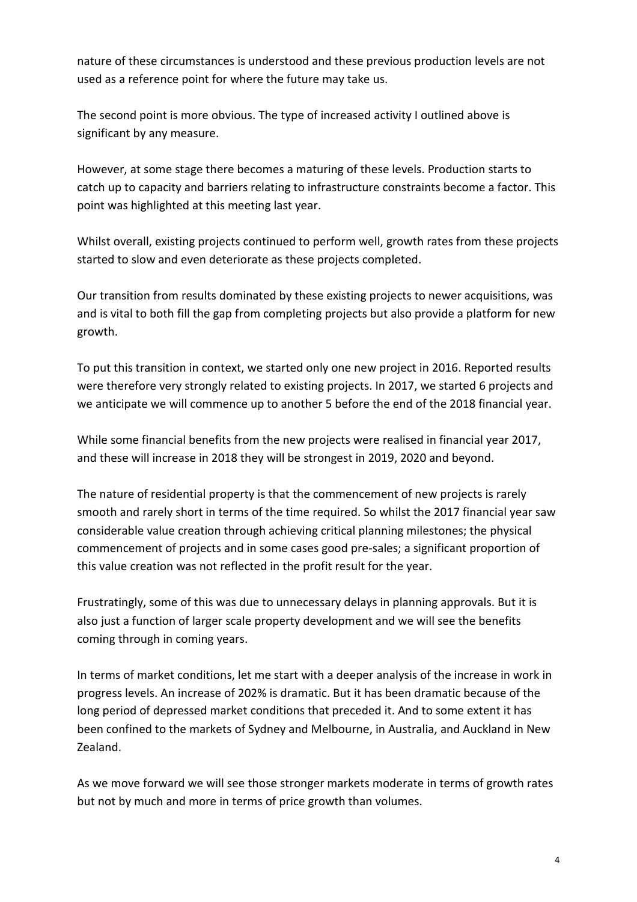nature of these circumstances is understood and these previous production levels are not used as a reference point for where the future may take us.

The second point is more obvious. The type of increased activity I outlined above is significant by any measure.

However, at some stage there becomes a maturing of these levels. Production starts to catch up to capacity and barriers relating to infrastructure constraints become a factor. This point was highlighted at this meeting last year.

Whilst overall, existing projects continued to perform well, growth rates from these projects started to slow and even deteriorate as these projects completed.

Our transition from results dominated by these existing projects to newer acquisitions, was and is vital to both fill the gap from completing projects but also provide a platform for new growth.

To put this transition in context, we started only one new project in 2016. Reported results were therefore very strongly related to existing projects. In 2017, we started 6 projects and we anticipate we will commence up to another 5 before the end of the 2018 financial year.

While some financial benefits from the new projects were realised in financial year 2017, and these will increase in 2018 they will be strongest in 2019, 2020 and beyond.

The nature of residential property is that the commencement of new projects is rarely smooth and rarely short in terms of the time required. So whilst the 2017 financial year saw considerable value creation through achieving critical planning milestones; the physical commencement of projects and in some cases good pre-sales; a significant proportion of this value creation was not reflected in the profit result for the year.

Frustratingly, some of this was due to unnecessary delays in planning approvals. But it is also just a function of larger scale property development and we will see the benefits coming through in coming years.

In terms of market conditions, let me start with a deeper analysis of the increase in work in progress levels. An increase of 202% is dramatic. But it has been dramatic because of the long period of depressed market conditions that preceded it. And to some extent it has been confined to the markets of Sydney and Melbourne, in Australia, and Auckland in New Zealand.

As we move forward we will see those stronger markets moderate in terms of growth rates but not by much and more in terms of price growth than volumes.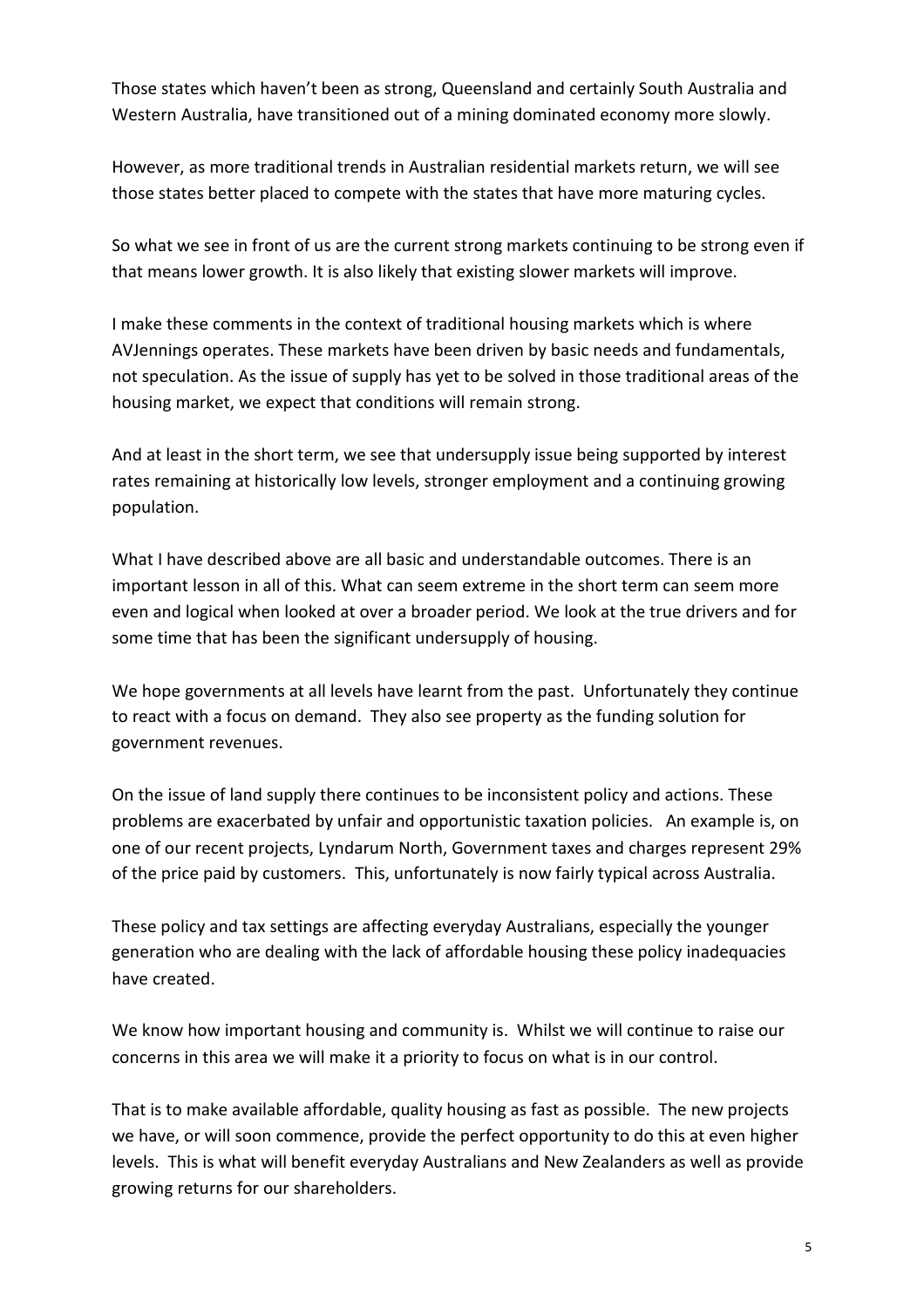Those states which haven't been as strong, Queensland and certainly South Australia and Western Australia, have transitioned out of a mining dominated economy more slowly.

However, as more traditional trends in Australian residential markets return, we will see those states better placed to compete with the states that have more maturing cycles.

So what we see in front of us are the current strong markets continuing to be strong even if that means lower growth. It is also likely that existing slower markets will improve.

I make these comments in the context of traditional housing markets which is where AVJennings operates. These markets have been driven by basic needs and fundamentals, not speculation. As the issue of supply has yet to be solved in those traditional areas of the housing market, we expect that conditions will remain strong.

And at least in the short term, we see that undersupply issue being supported by interest rates remaining at historically low levels, stronger employment and a continuing growing population.

What I have described above are all basic and understandable outcomes. There is an important lesson in all of this. What can seem extreme in the short term can seem more even and logical when looked at over a broader period. We look at the true drivers and for some time that has been the significant undersupply of housing.

We hope governments at all levels have learnt from the past. Unfortunately they continue to react with a focus on demand. They also see property as the funding solution for government revenues.

On the issue of land supply there continues to be inconsistent policy and actions. These problems are exacerbated by unfair and opportunistic taxation policies. An example is, on one of our recent projects, Lyndarum North, Government taxes and charges represent 29% of the price paid by customers. This, unfortunately is now fairly typical across Australia.

These policy and tax settings are affecting everyday Australians, especially the younger generation who are dealing with the lack of affordable housing these policy inadequacies have created.

We know how important housing and community is. Whilst we will continue to raise our concerns in this area we will make it a priority to focus on what is in our control.

That is to make available affordable, quality housing as fast as possible. The new projects we have, or will soon commence, provide the perfect opportunity to do this at even higher levels. This is what will benefit everyday Australians and New Zealanders as well as provide growing returns for our shareholders.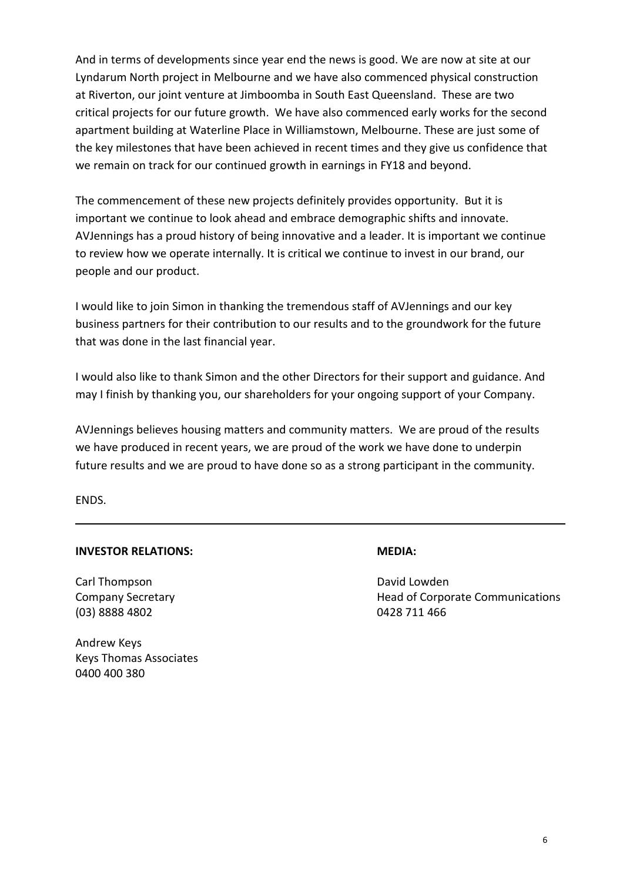And in terms of developments since year end the news is good. We are now at site at our Lyndarum North project in Melbourne and we have also commenced physical construction at Riverton, our joint venture at Jimboomba in South East Queensland. These are two critical projects for our future growth. We have also commenced early works for the second apartment building at Waterline Place in Williamstown, Melbourne. These are just some of the key milestones that have been achieved in recent times and they give us confidence that we remain on track for our continued growth in earnings in FY18 and beyond.

The commencement of these new projects definitely provides opportunity. But it is important we continue to look ahead and embrace demographic shifts and innovate. AVJennings has a proud history of being innovative and a leader. It is important we continue to review how we operate internally. It is critical we continue to invest in our brand, our people and our product.

I would like to join Simon in thanking the tremendous staff of AVJennings and our key business partners for their contribution to our results and to the groundwork for the future that was done in the last financial year.

I would also like to thank Simon and the other Directors for their support and guidance. And may I finish by thanking you, our shareholders for your ongoing support of your Company.

AVJennings believes housing matters and community matters. We are proud of the results we have produced in recent years, we are proud of the work we have done to underpin future results and we are proud to have done so as a strong participant in the community.

ENDS.

---

**INVESTOR RELATIONS:**

Carl Thompson
Company Secretary
(03) 8888 4802

Andrew Keys
Keys Thomas Associates
0400 400 380

**MEDIA:**

David Lowden
Head of Corporate Communications
0428 711 466